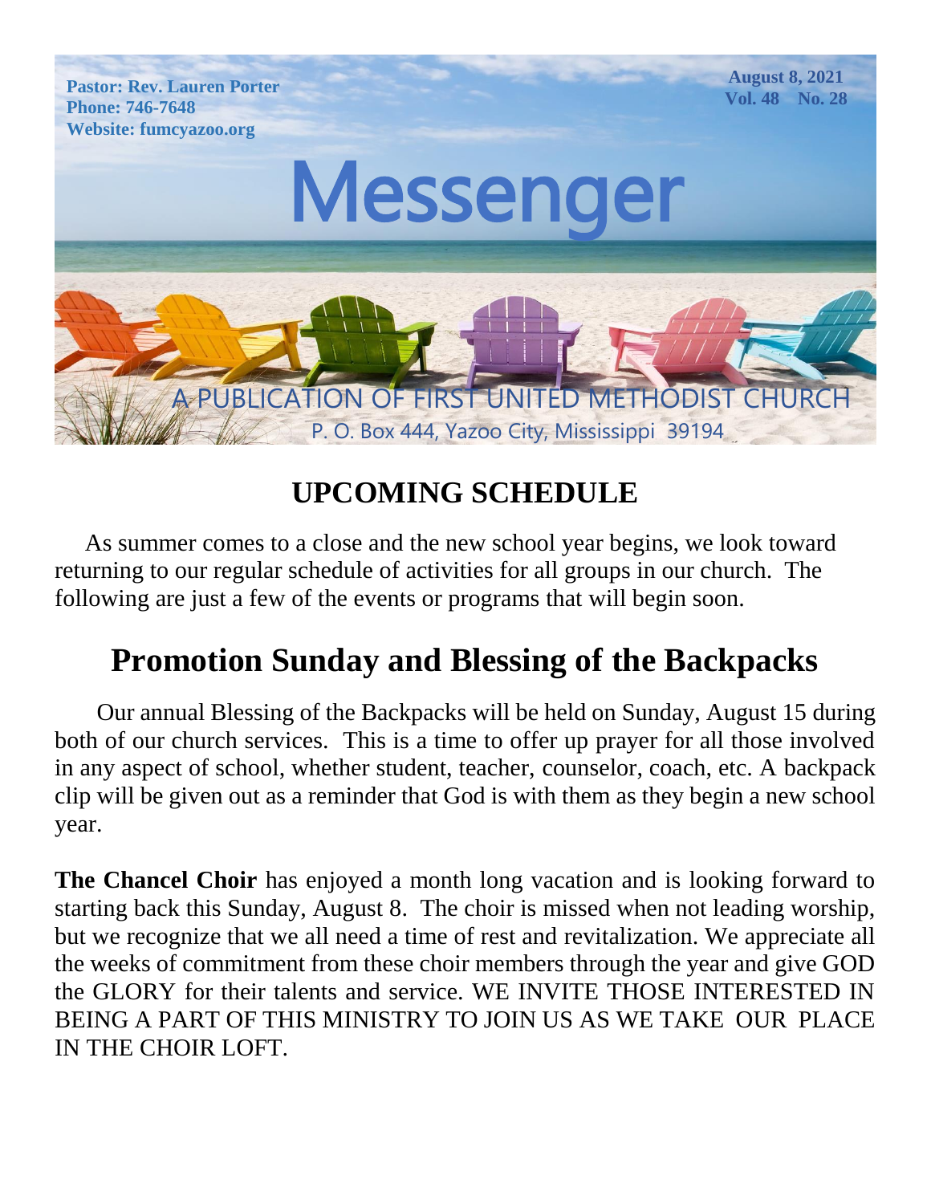Pastor: Rev. Lauren Porter
Phone: 746-7648
Website: fumcyazoo.org

August 8, 2021
Vol. 48 No. 28

# Messenger

A PUBLICATION OF FIRST UNITED METHODIST CHURCH
P. O. Box 444, Yazoo City, Mississippi 39194

## UPCOMING SCHEDULE

As summer comes to a close and the new school year begins, we look toward returning to our regular schedule of activities for all groups in our church. The following are just a few of the events or programs that will begin soon.

## Promotion Sunday and Blessing of the Backpacks

Our annual Blessing of the Backpacks will be held on Sunday, August 15 during both of our church services. This is a time to offer up prayer for all those involved in any aspect of school, whether student, teacher, counselor, coach, etc. A backpack clip will be given out as a reminder that God is with them as they begin a new school year.

**The Chancel Choir** has enjoyed a month long vacation and is looking forward to starting back this Sunday, August 8. The choir is missed when not leading worship, but we recognize that we all need a time of rest and revitalization. We appreciate all the weeks of commitment from these choir members through the year and give GOD the GLORY for their talents and service. WE INVITE THOSE INTERESTED IN BEING A PART OF THIS MINISTRY TO JOIN US AS WE TAKE OUR PLACE IN THE CHOIR LOFT.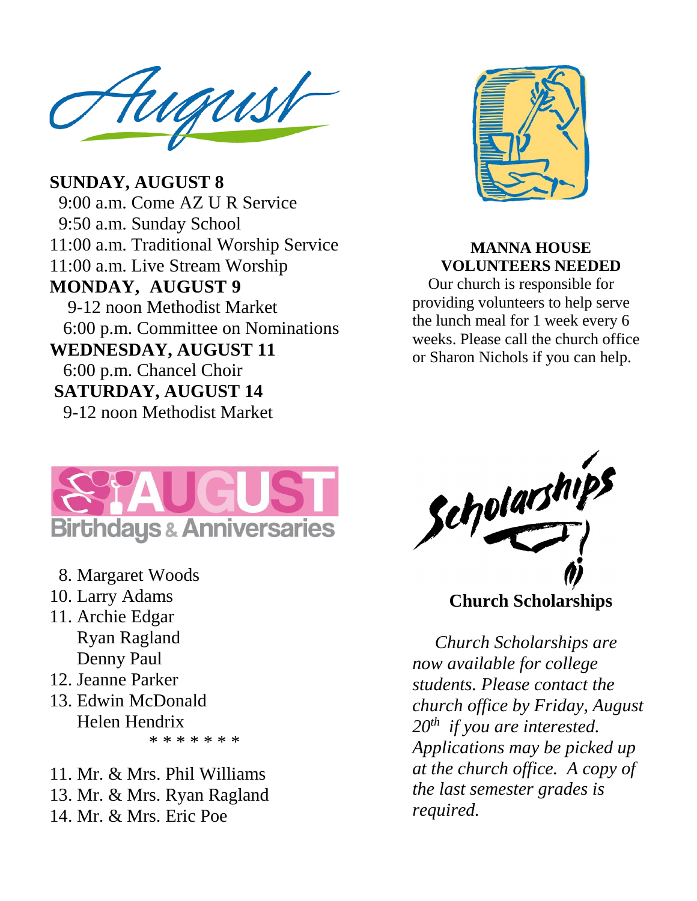# August

**SUNDAY, AUGUST 8**
9:00 a.m. Come AZ U R Service
9:50 a.m. Sunday School
11:00 a.m. Traditional Worship Service
11:00 a.m. Live Stream Worship

**MONDAY, AUGUST 9**
9-12 noon Methodist Market
6:00 p.m. Committee on Nominations

**WEDNESDAY, AUGUST 11**
6:00 p.m. Chancel Choir

**SATURDAY, AUGUST 14**
9-12 noon Methodist Market

## AUGUST Birthdays & Anniversaries

8. Margaret Woods
10. Larry Adams
11. Archie Edgar
    Ryan Ragland
    Denny Paul
12. Jeanne Parker
13. Edwin McDonald
    Helen Hendrix

\* \* \* \* \* \* \*

11. Mr. & Mrs. Phil Williams
13. Mr. & Mrs. Ryan Ragland
14. Mr. & Mrs. Eric Poe

## MANNA HOUSE VOLUNTEERS NEEDED

Our church is responsible for providing volunteers to help serve the lunch meal for 1 week every 6 weeks. Please call the church office or Sharon Nichols if you can help.

## Scholarships

### Church Scholarships

*Church Scholarships are now available for college students. Please contact the church office by Friday, August 20th if you are interested. Applications may be picked up at the church office. A copy of the last semester grades is required.*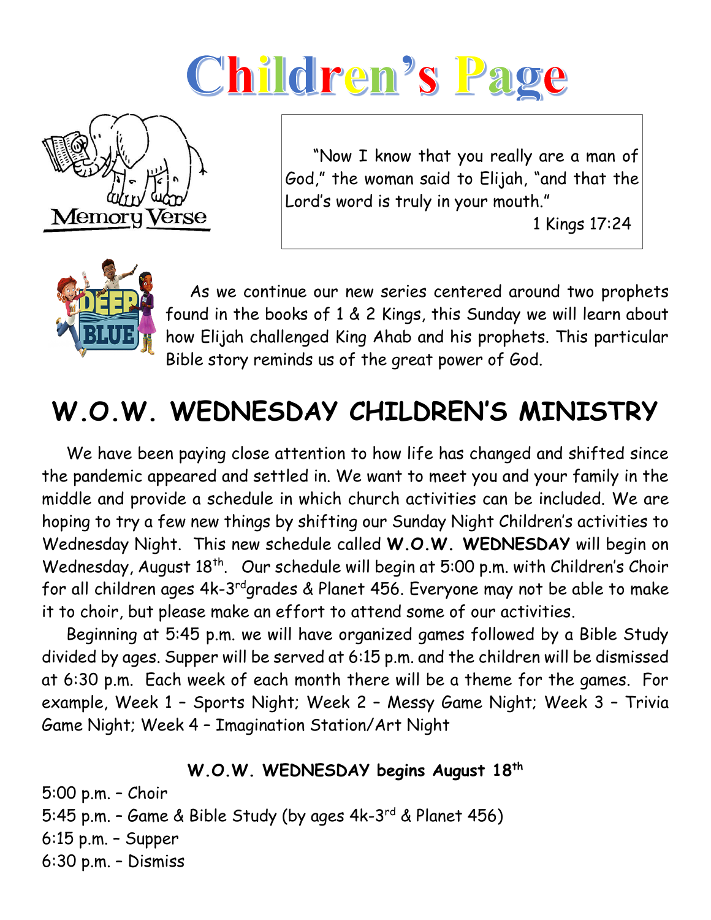# Children's Page

Memory Verse

"Now I know that you really are a man of God," the woman said to Elijah, "and that the Lord's word is truly in your mouth."

1 Kings 17:24

As we continue our new series centered around two prophets found in the books of 1 & 2 Kings, this Sunday we will learn about how Elijah challenged King Ahab and his prophets. This particular Bible story reminds us of the great power of God.

## W.O.W. WEDNESDAY CHILDREN'S MINISTRY

We have been paying close attention to how life has changed and shifted since the pandemic appeared and settled in. We want to meet you and your family in the middle and provide a schedule in which church activities can be included. We are hoping to try a few new things by shifting our Sunday Night Children's activities to Wednesday Night. This new schedule called **W.O.W. WEDNESDAY** will begin on Wednesday, August 18th. Our schedule will begin at 5:00 p.m. with Children's Choir for all children ages 4k-3rd grades & Planet 456. Everyone may not be able to make it to choir, but please make an effort to attend some of our activities.

Beginning at 5:45 p.m. we will have organized games followed by a Bible Study divided by ages. Supper will be served at 6:15 p.m. and the children will be dismissed at 6:30 p.m. Each week of each month there will be a theme for the games. For example, Week 1 – Sports Night; Week 2 – Messy Game Night; Week 3 – Trivia Game Night; Week 4 – Imagination Station/Art Night

**W.O.W. WEDNESDAY begins August 18th**

5:00 p.m. – Choir
5:45 p.m. – Game & Bible Study (by ages 4k-3rd & Planet 456)
6:15 p.m. – Supper
6:30 p.m. – Dismiss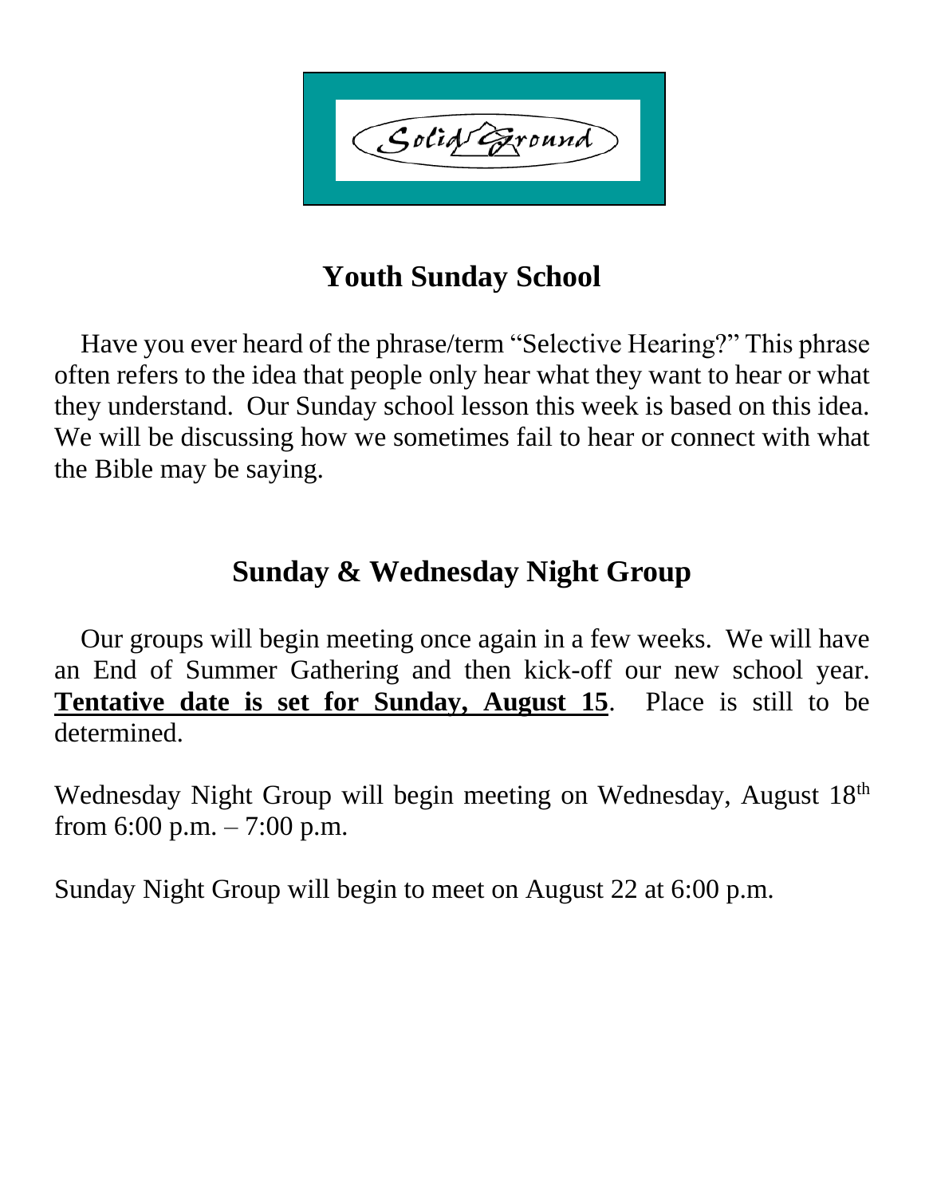Solid Ground

## Youth Sunday School

Have you ever heard of the phrase/term "Selective Hearing?" This phrase often refers to the idea that people only hear what they want to hear or what they understand. Our Sunday school lesson this week is based on this idea. We will be discussing how we sometimes fail to hear or connect with what the Bible may be saying.

## Sunday & Wednesday Night Group

Our groups will begin meeting once again in a few weeks. We will have an End of Summer Gathering and then kick-off our new school year. **Tentative date is set for Sunday, August 15**. Place is still to be determined.

Wednesday Night Group will begin meeting on Wednesday, August 18th from 6:00 p.m. – 7:00 p.m.

Sunday Night Group will begin to meet on August 22 at 6:00 p.m.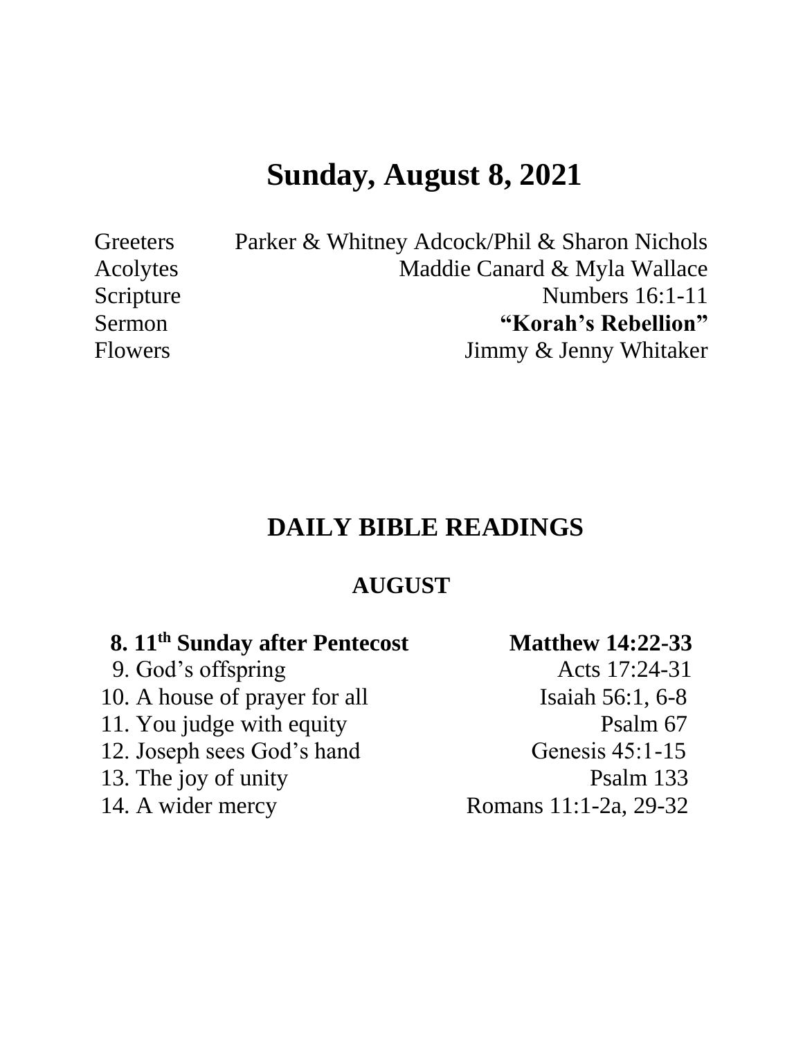# Sunday, August 8, 2021

| | |
|---|---|
| Greeters | Parker & Whitney Adcock/Phil & Sharon Nichols |
| Acolytes | Maddie Canard & Myla Wallace |
| Scripture | Numbers 16:1-11 |
| Sermon | **"Korah's Rebellion"** |
| Flowers | Jimmy & Jenny Whitaker |

## DAILY BIBLE READINGS

### AUGUST

| | |
|---|---|
| **8. 11th Sunday after Pentecost** | **Matthew 14:22-33** |
| 9. God's offspring | Acts 17:24-31 |
| 10. A house of prayer for all | Isaiah 56:1, 6-8 |
| 11. You judge with equity | Psalm 67 |
| 12. Joseph sees God's hand | Genesis 45:1-15 |
| 13. The joy of unity | Psalm 133 |
| 14. A wider mercy | Romans 11:1-2a, 29-32 |